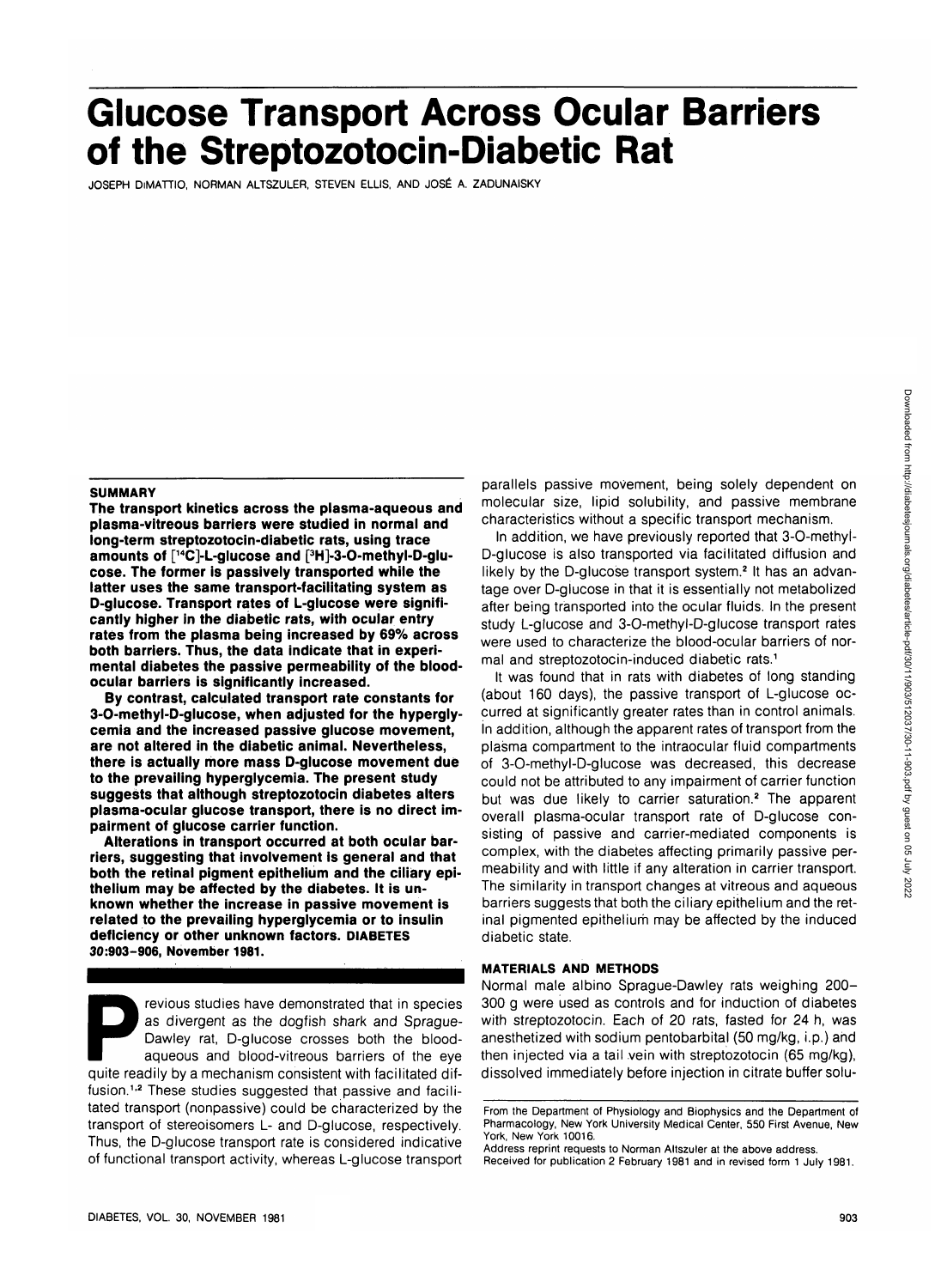# Glucose Transport Across Ocular Barriers of the Streptozotocin-Diabetic Rat

JOSEPH DIMATTIO, NORMAN ALTSZULER, STEVEN ELLIS, AND JOSÉ A. ZADUNAISKY

## SUMMARY

**The transport kinetics across the plasma-aqueous and plasma-vitreous barriers were studied in normal and long-term streptozotocin-diabetic rats, using trace amounts of [$^{14}$C]-L-glucose and [$^{3}$H]-3-O-methyl-D-glucose. The former is passively transported while the latter uses the same transport-facilitating system as D-glucose. Transport rates of L-glucose were significantly higher in the diabetic rats, with ocular entry rates from the plasma being increased by 69% across both barriers. Thus, the data indicate that in experimental diabetes the passive permeability of the blood-ocular barriers is significantly increased.**

**By contrast, calculated transport rate constants for 3-O-methyl-D-glucose, when adjusted for the hyperglycemia and the increased passive glucose movement, are not altered in the diabetic animal. Nevertheless, there is actually more mass D-glucose movement due to the prevailing hyperglycemia. The present study suggests that although streptozotocin diabetes alters plasma-ocular glucose transport, there is no direct impairment of glucose carrier function.**

**Alterations in transport occurred at both ocular barriers, suggesting that involvement is general and that both the retinal pigment epithelium and the ciliary epithelium may be affected by the diabetes. It is unknown whether the increase in passive movement is related to the prevailing hyperglycemia or to insulin deficiency or other unknown factors. DIABETES 30:903–906, November 1981.**

Previous studies have demonstrated that in species as divergent as the dogfish shark and Sprague-Dawley rat, D-glucose crosses both the blood-aqueous and blood-vitreous barriers of the eye quite readily by a mechanism consistent with facilitated diffusion.[1,2] These studies suggested that passive and facilitated transport (nonpassive) could be characterized by the transport of stereoisomers L- and D-glucose, respectively. Thus, the D-glucose transport rate is considered indicative of functional transport activity, whereas L-glucose transport parallels passive movement, being solely dependent on molecular size, lipid solubility, and passive membrane characteristics without a specific transport mechanism.

In addition, we have previously reported that 3-O-methyl-D-glucose is also transported via facilitated diffusion and likely by the D-glucose transport system.[2] It has an advantage over D-glucose in that it is essentially not metabolized after being transported into the ocular fluids. In the present study L-glucose and 3-O-methyl-D-glucose transport rates were used to characterize the blood-ocular barriers of normal and streptozotocin-induced diabetic rats.[1]

It was found that in rats with diabetes of long standing (about 160 days), the passive transport of L-glucose occurred at significantly greater rates than in control animals. In addition, although the apparent rates of transport from the plasma compartment to the intraocular fluid compartments of 3-O-methyl-D-glucose was decreased, this decrease could not be attributed to any impairment of carrier function but was due likely to carrier saturation.[2] The apparent overall plasma-ocular transport rate of D-glucose consisting of passive and carrier-mediated components is complex, with the diabetes affecting primarily passive permeability and with little if any alteration in carrier transport. The similarity in transport changes at vitreous and aqueous barriers suggests that both the ciliary epithelium and the retinal pigmented epithelium may be affected by the induced diabetic state.

## MATERIALS AND METHODS

Normal male albino Sprague-Dawley rats weighing 200–300 g were used as controls and for induction of diabetes with streptozotocin. Each of 20 rats, fasted for 24 h, was anesthetized with sodium pentobarbital (50 mg/kg, i.p.) and then injected via a tail vein with streptozotocin (65 mg/kg), dissolved immediately before injection in citrate buffer solu-

From the Department of Physiology and Biophysics and the Department of Pharmacology, New York University Medical Center, 550 First Avenue, New York, New York 10016.
Address reprint requests to Norman Altszuler at the above address.
Received for publication 2 February 1981 and in revised form 1 July 1981.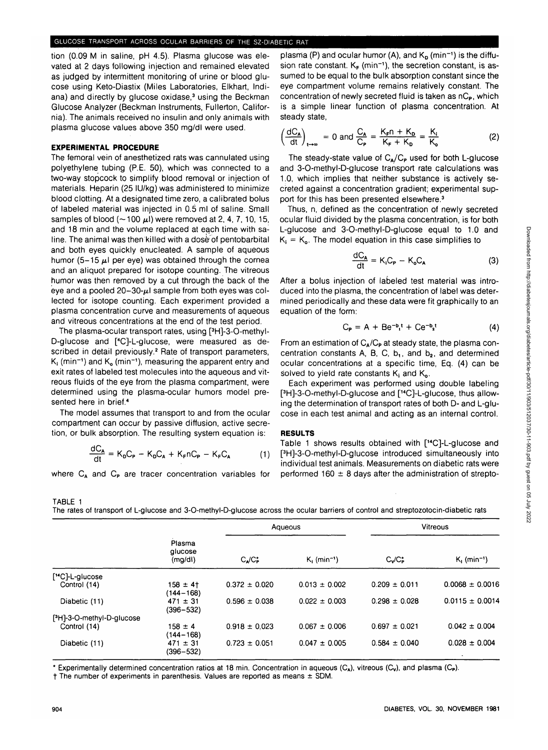tion (0.09 M in saline, pH 4.5). Plasma glucose was elevated at 2 days following injection and remained elevated as judged by intermittent monitoring of urine or blood glucose using Keto-Diastix (Miles Laboratories, Elkhart, Indiana) and directly by glucose oxidase,[3] using the Beckman Glucose Analyzer (Beckman Instruments, Fullerton, California). The animals received no insulin and only animals with plasma glucose values above 350 mg/dl were used.

## EXPERIMENTAL PROCEDURE

The femoral vein of anesthetized rats was cannulated using polyethylene tubing (P.E. 50), which was connected to a two-way stopcock to simplify blood removal or injection of materials. Heparin (25 IU/kg) was administered to minimize blood clotting. At a designated time zero, a calibrated bolus of labeled material was injected in 0.5 ml of saline. Small samples of blood (~100 μl) were removed at 2, 4, 7, 10, 15, and 18 min and the volume replaced at each time with saline. The animal was then killed with a dose of pentobarbital and both eyes quickly enucleated. A sample of aqueous humor (5–15 μl per eye) was obtained through the cornea and an aliquot prepared for isotope counting. The vitreous humor was then removed by a cut through the back of the eye and a pooled 20–30-μl sample from both eyes was collected for isotope counting. Each experiment provided a plasma concentration curve and measurements of aqueous and vitreous concentrations at the end of the test period.

The plasma-ocular transport rates, using [³H]-3-O-methyl-D-glucose and [¹⁴C]-L-glucose, were measured as described in detail previously.[2] Rate of transport parameters, $K_i$ (min⁻¹) and $K_o$ (min⁻¹), measuring the apparent entry and exit rates of labeled test molecules into the aqueous and vitreous fluids of the eye from the plasma compartment, were determined using the plasma-ocular humors model presented here in brief.[4]

The model assumes that transport to and from the ocular compartment can occur by passive diffusion, active secretion, or bulk absorption. The resulting system equation is:

$$\frac{dC_A}{dt} = K_D C_P - K_D C_A + K_F n C_P - K_F C_A \tag{1}$$

where $C_A$ and $C_P$ are tracer concentration variables for plasma (P) and ocular humor (A), and $K_D$ (min⁻¹) is the diffusion rate constant. $K_F$ (min⁻¹), the secretion constant, is assumed to be equal to the bulk absorption constant since the eye compartment volume remains relatively constant. The concentration of newly secreted fluid is taken as $nC_P$, which is a simple linear function of plasma concentration. At steady state,

$$\left(\frac{dC_A}{dt}\right)_{t\to\infty} = 0 \text{ and } \frac{C_A}{C_P} = \frac{K_F n + K_D}{K_F + K_D} = \frac{K_i}{K_o} \tag{2}$$

The steady-state value of $C_A/C_P$ used for both L-glucose and 3-O-methyl-D-glucose transport rate calculations was 1.0, which implies that neither substance is actively secreted against a concentration gradient; experimental support for this has been presented elsewhere.[3]

Thus, n, defined as the concentration of newly secreted ocular fluid divided by the plasma concentration, is for both L-glucose and 3-O-methyl-D-glucose equal to 1.0 and $K_i = K_o$. The model equation in this case simplifies to

$$\frac{dC_A}{dt} = K_i C_P - K_o C_A \tag{3}$$

After a bolus injection of labeled test material was introduced into the plasma, the concentration of label was determined periodically and these data were fit graphically to an equation of the form:

$$C_P = A + Be^{-b_1 t} + Ce^{-b_2 t} \tag{4}$$

From an estimation of $C_A/C_P$ at steady state, the plasma concentration constants A, B, C, $b_1$, and $b_2$, and determined ocular concentrations at a specific time, Eq. (4) can be solved to yield rate constants $K_i$ and $K_o$.

Each experiment was performed using double labeling [³H]-3-O-methyl-D-glucose and [¹⁴C]-L-glucose, thus allowing the determination of transport rates of both D- and L-glucose in each test animal and acting as an internal control.

## RESULTS

Table 1 shows results obtained with [¹⁴C]-L-glucose and [³H]-3-O-methyl-D-glucose introduced simultaneously into individual test animals. Measurements on diabetic rats were performed 160 ± 8 days after the administration of strepto-

TABLE 1

The rates of transport of L-glucose and 3-O-methyl-D-glucose across the ocular barriers of control and streptozotocin-diabetic rats

| | Plasma glucose (mg/dl) | Aqueous | | Vitreous | |
|---|---|---|---|---|---|
| | | $C_A/C_P$* | $K_i$ (min⁻¹) | $C_V/C_P$* | $K_i$ (min⁻¹) |
| [¹⁴C]-L-glucose | | | | | |
| Control (14) | 158 ± 4† (144–168) | 0.372 ± 0.020 | 0.013 ± 0.002 | 0.209 ± 0.011 | 0.0068 ± 0.0016 |
| Diabetic (11) | 471 ± 31 (396–532) | 0.596 ± 0.038 | 0.022 ± 0.003 | 0.298 ± 0.028 | 0.0115 ± 0.0014 |
| [³H]-3-O-methyl-D-glucose | | | | | |
| Control (14) | 158 ± 4 (144–168) | 0.918 ± 0.023 | 0.067 ± 0.006 | 0.697 ± 0.021 | 0.042 ± 0.004 |
| Diabetic (11) | 471 ± 31 (396–532) | 0.723 ± 0.051 | 0.047 ± 0.005 | 0.584 ± 0.040 | 0.028 ± 0.004 |

\* Experimentally determined concentration ratios at 18 min. Concentration in aqueous ($C_A$), vitreous ($C_V$), and plasma ($C_P$).

† The number of experiments in parenthesis. Values are reported as means ± SDM.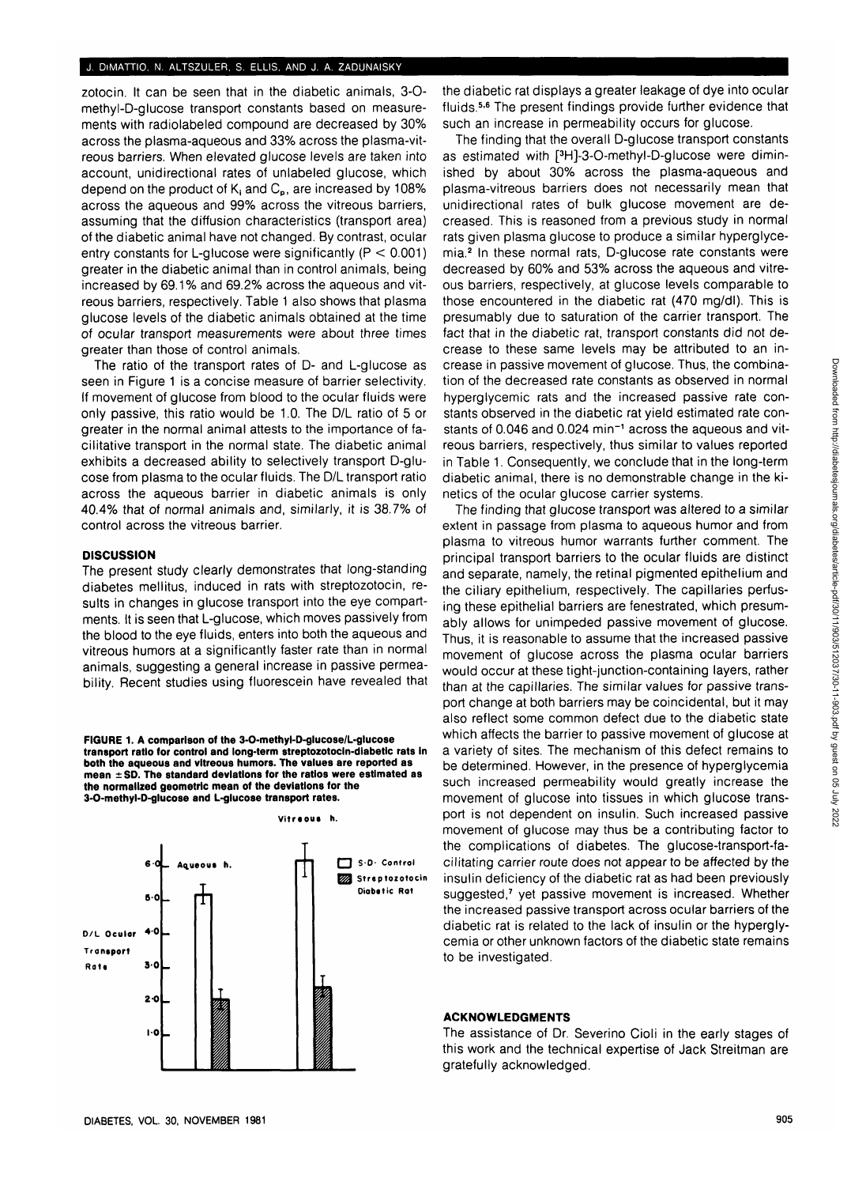zotocin. It can be seen that in the diabetic animals, 3-O-methyl-D-glucose transport constants based on measurements with radiolabeled compound are decreased by 30% across the plasma-aqueous and 33% across the plasma-vitreous barriers. When elevated glucose levels are taken into account, unidirectional rates of unlabeled glucose, which depend on the product of $K_i$ and $C_p$, are increased by 108% across the aqueous and 99% across the vitreous barriers, assuming that the diffusion characteristics (transport area) of the diabetic animal have not changed. By contrast, ocular entry constants for L-glucose were significantly ($P < 0.001$) greater in the diabetic animal than in control animals, being increased by 69.1% and 69.2% across the aqueous and vitreous barriers, respectively. Table 1 also shows that plasma glucose levels of the diabetic animals obtained at the time of ocular transport measurements were about three times greater than those of control animals.

The ratio of the transport rates of D- and L-glucose as seen in Figure 1 is a concise measure of barrier selectivity. If movement of glucose from blood to the ocular fluids were only passive, this ratio would be 1.0. The D/L ratio of 5 or greater in the normal animal attests to the importance of facilitative transport in the normal state. The diabetic animal exhibits a decreased ability to selectively transport D-glucose from plasma to the ocular fluids. The D/L transport ratio across the aqueous barrier in diabetic animals is only 40.4% that of normal animals and, similarly, it is 38.7% of control across the vitreous barrier.

## DISCUSSION

The present study clearly demonstrates that long-standing diabetes mellitus, induced in rats with streptozotocin, results in changes in glucose transport into the eye compartments. It is seen that L-glucose, which moves passively from the blood to the eye fluids, enters into both the aqueous and vitreous humors at a significantly faster rate than in normal animals, suggesting a general increase in passive permeability. Recent studies using fluorescein have revealed that the diabetic rat displays a greater leakage of dye into ocular fluids.[5,6] The present findings provide further evidence that such an increase in permeability occurs for glucose.

The finding that the overall D-glucose transport constants as estimated with [$^3$H]-3-O-methyl-D-glucose were diminished by about 30% across the plasma-aqueous and plasma-vitreous barriers does not necessarily mean that unidirectional rates of bulk glucose movement are decreased. This is reasoned from a previous study in normal rats given plasma glucose to produce a similar hyperglycemia.[2] In these normal rats, D-glucose rate constants were decreased by 60% and 53% across the aqueous and vitreous barriers, respectively, at glucose levels comparable to those encountered in the diabetic rat (470 mg/dl). This is presumably due to saturation of the carrier transport. The fact that in the diabetic rat, transport constants did not decrease to these same levels may be attributed to an increase in passive movement of glucose. Thus, the combination of the decreased rate constants as observed in normal hyperglycemic rats and the increased passive rate constants observed in the diabetic rat yield estimated rate constants of 0.046 and 0.024 min$^{-1}$ across the aqueous and vitreous barriers, respectively, thus similar to values reported in Table 1. Consequently, we conclude that in the long-term diabetic animal, there is no demonstrable change in the kinetics of the ocular glucose carrier systems.

The finding that glucose transport was altered to a similar extent in passage from plasma to aqueous humor and from plasma to vitreous humor warrants further comment. The principal transport barriers to the ocular fluids are distinct and separate, namely, the retinal pigmented epithelium and the ciliary epithelium, respectively. The capillaries perfusing these epithelial barriers are fenestrated, which presumably allows for unimpeded passive movement of glucose. Thus, it is reasonable to assume that the increased passive movement of glucose across the plasma ocular barriers would occur at these tight-junction-containing layers, rather than at the capillaries. The similar values for passive transport change at both barriers may be coincidental, but it may also reflect some common defect due to the diabetic state which affects the barrier to passive movement of glucose at a variety of sites. The mechanism of this defect remains to be determined. However, in the presence of hyperglycemia such increased permeability would greatly increase the movement of glucose into tissues in which glucose transport is not dependent on insulin. Such increased passive movement of glucose may thus be a contributing factor to the complications of diabetes. The glucose-transport-facilitating carrier route does not appear to be affected by the insulin deficiency of the diabetic rat as had been previously suggested,[7] yet passive movement is increased. Whether the increased passive transport across ocular barriers of the diabetic rat is related to the lack of insulin or the hyperglycemia or other unknown factors of the diabetic state remains to be investigated.

**FIGURE 1. A comparison of the 3-O-methyl-D-glucose/L-glucose transport ratio for control and long-term streptozotocin-diabetic rats in both the aqueous and vitreous humors. The values are reported as mean ± SD. The standard deviations for the ratios were estimated as the normalized geometric mean of the deviations for the 3-O-methyl-D-glucose and L-glucose transport rates.**

## ACKNOWLEDGMENTS

The assistance of Dr. Severino Cioli in the early stages of this work and the technical expertise of Jack Streitman are gratefully acknowledged.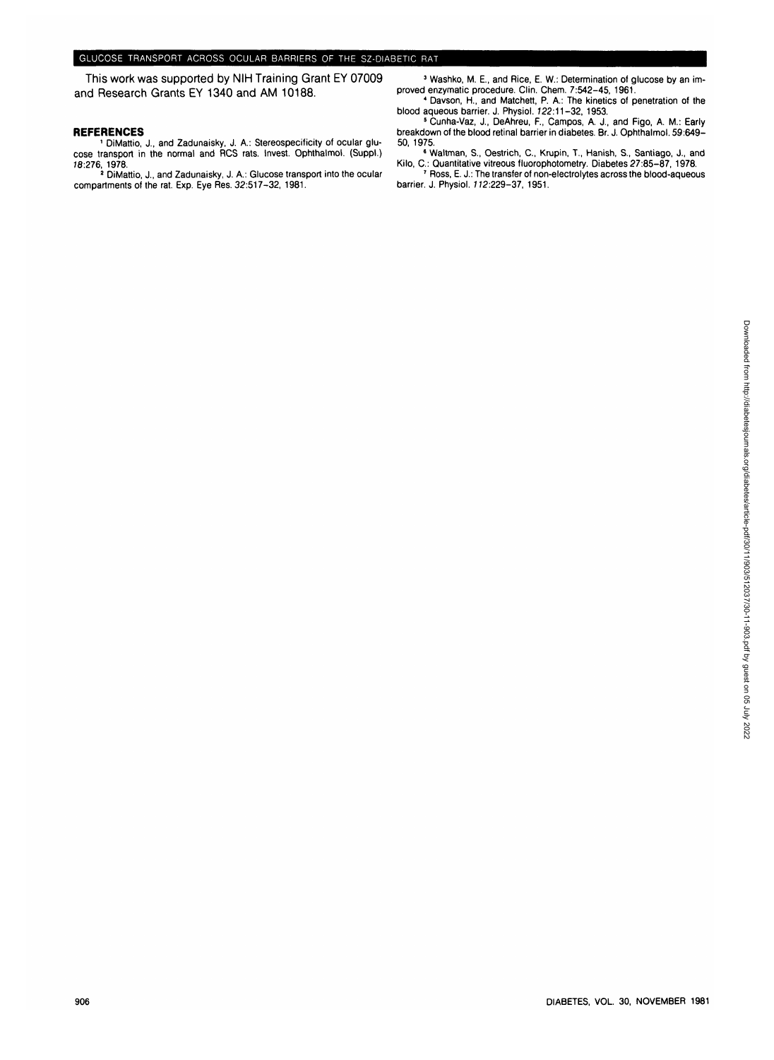This work was supported by NIH Training Grant EY 07009 and Research Grants EY 1340 and AM 10188.

## REFERENCES

[1] DiMattio, J., and Zadunaisky, J. A.: Stereospecificity of ocular glucose transport in the normal and RCS rats. Invest. Ophthalmol. (Suppl.) *18*:276, 1978.

[2] DiMattio, J., and Zadunaisky, J. A.: Glucose transport into the ocular compartments of the rat. Exp. Eye Res. *32*:517–32, 1981.

[3] Washko, M. E., and Rice, E. W.: Determination of glucose by an improved enzymatic procedure. Clin. Chem. *7*:542–45, 1961.

[4] Davson, H., and Matchett, P. A.: The kinetics of penetration of the blood aqueous barrier. J. Physiol. *122*:11–32, 1953.

[5] Cunha-Vaz, J., DeAhreu, F., Campos, A. J., and Figo, A. M.: Early breakdown of the blood retinal barrier in diabetes. Br. J. Ophthalmol. *59*:649–50, 1975.

[6] Waltman, S., Oestrich, C., Krupin, T., Hanish, S., Santiago, J., and Kilo, C.: Quantitative vitreous fluorophotometry. Diabetes *27*:85–87, 1978.

[7] Ross, E. J.: The transfer of non-electrolytes across the blood-aqueous barrier. J. Physiol. *112*:229–37, 1951.